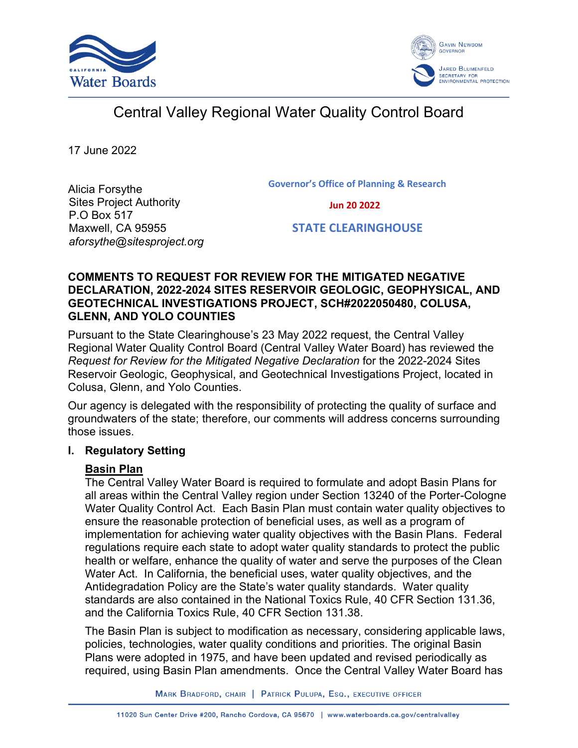# Central Valley Regional Water Quality Control Board

17 June 2022

Alicia Forsythe
Sites Project Authority
P.O Box 517
Maxwell, CA 95955
*aforsythe@sitesproject.org*

Governor's Office of Planning & Research

Jun 20 2022

STATE CLEARINGHOUSE

**COMMENTS TO REQUEST FOR REVIEW FOR THE MITIGATED NEGATIVE DECLARATION, 2022-2024 SITES RESERVOIR GEOLOGIC, GEOPHYSICAL, AND GEOTECHNICAL INVESTIGATIONS PROJECT, SCH#2022050480, COLUSA, GLENN, AND YOLO COUNTIES**

Pursuant to the State Clearinghouse's 23 May 2022 request, the Central Valley Regional Water Quality Control Board (Central Valley Water Board) has reviewed the *Request for Review for the Mitigated Negative Declaration* for the 2022-2024 Sites Reservoir Geologic, Geophysical, and Geotechnical Investigations Project, located in Colusa, Glenn, and Yolo Counties.

Our agency is delegated with the responsibility of protecting the quality of surface and groundwaters of the state; therefore, our comments will address concerns surrounding those issues.

## I. Regulatory Setting

**Basin Plan**

The Central Valley Water Board is required to formulate and adopt Basin Plans for all areas within the Central Valley region under Section 13240 of the Porter-Cologne Water Quality Control Act. Each Basin Plan must contain water quality objectives to ensure the reasonable protection of beneficial uses, as well as a program of implementation for achieving water quality objectives with the Basin Plans. Federal regulations require each state to adopt water quality standards to protect the public health or welfare, enhance the quality of water and serve the purposes of the Clean Water Act. In California, the beneficial uses, water quality objectives, and the Antidegradation Policy are the State's water quality standards. Water quality standards are also contained in the National Toxics Rule, 40 CFR Section 131.36, and the California Toxics Rule, 40 CFR Section 131.38.

The Basin Plan is subject to modification as necessary, considering applicable laws, policies, technologies, water quality conditions and priorities. The original Basin Plans were adopted in 1975, and have been updated and revised periodically as required, using Basin Plan amendments. Once the Central Valley Water Board has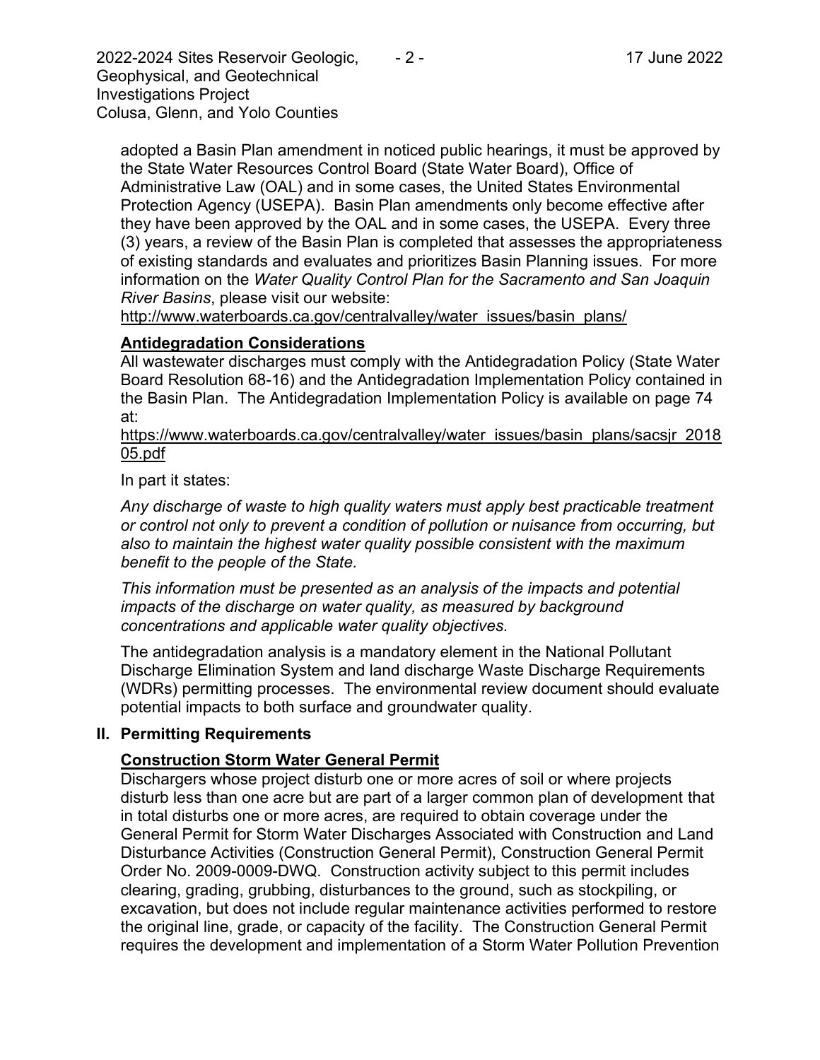adopted a Basin Plan amendment in noticed public hearings, it must be approved by the State Water Resources Control Board (State Water Board), Office of Administrative Law (OAL) and in some cases, the United States Environmental Protection Agency (USEPA). Basin Plan amendments only become effective after they have been approved by the OAL and in some cases, the USEPA. Every three (3) years, a review of the Basin Plan is completed that assesses the appropriateness of existing standards and evaluates and prioritizes Basin Planning issues. For more information on the *Water Quality Control Plan for the Sacramento and San Joaquin River Basins*, please visit our website:
http://www.waterboards.ca.gov/centralvalley/water_issues/basin_plans/

### Antidegradation Considerations

All wastewater discharges must comply with the Antidegradation Policy (State Water Board Resolution 68-16) and the Antidegradation Implementation Policy contained in the Basin Plan. The Antidegradation Implementation Policy is available on page 74 at:
https://www.waterboards.ca.gov/centralvalley/water_issues/basin_plans/sacsjr_201805.pdf

In part it states:

*Any discharge of waste to high quality waters must apply best practicable treatment or control not only to prevent a condition of pollution or nuisance from occurring, but also to maintain the highest water quality possible consistent with the maximum benefit to the people of the State.*

*This information must be presented as an analysis of the impacts and potential impacts of the discharge on water quality, as measured by background concentrations and applicable water quality objectives.*

The antidegradation analysis is a mandatory element in the National Pollutant Discharge Elimination System and land discharge Waste Discharge Requirements (WDRs) permitting processes. The environmental review document should evaluate potential impacts to both surface and groundwater quality.

## II. Permitting Requirements

### Construction Storm Water General Permit

Dischargers whose project disturb one or more acres of soil or where projects disturb less than one acre but are part of a larger common plan of development that in total disturbs one or more acres, are required to obtain coverage under the General Permit for Storm Water Discharges Associated with Construction and Land Disturbance Activities (Construction General Permit), Construction General Permit Order No. 2009-0009-DWQ. Construction activity subject to this permit includes clearing, grading, grubbing, disturbances to the ground, such as stockpiling, or excavation, but does not include regular maintenance activities performed to restore the original line, grade, or capacity of the facility. The Construction General Permit requires the development and implementation of a Storm Water Pollution Prevention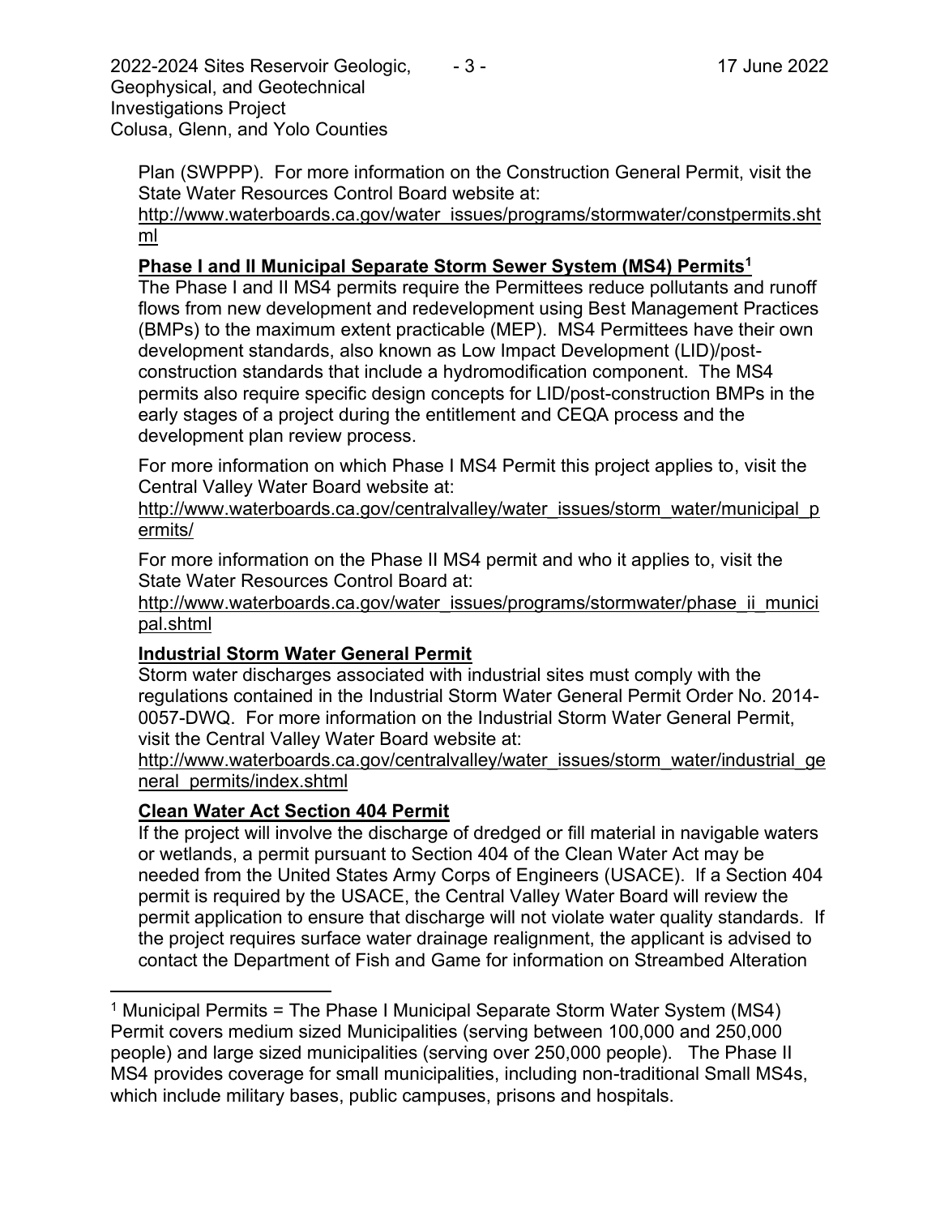Plan (SWPPP). For more information on the Construction General Permit, visit the State Water Resources Control Board website at:
http://www.waterboards.ca.gov/water_issues/programs/stormwater/constpermits.shtml

**Phase I and II Municipal Separate Storm Sewer System (MS4) Permits[1]**

The Phase I and II MS4 permits require the Permittees reduce pollutants and runoff flows from new development and redevelopment using Best Management Practices (BMPs) to the maximum extent practicable (MEP). MS4 Permittees have their own development standards, also known as Low Impact Development (LID)/post-construction standards that include a hydromodification component. The MS4 permits also require specific design concepts for LID/post-construction BMPs in the early stages of a project during the entitlement and CEQA process and the development plan review process.

For more information on which Phase I MS4 Permit this project applies to, visit the Central Valley Water Board website at:
http://www.waterboards.ca.gov/centralvalley/water_issues/storm_water/municipal_permits/

For more information on the Phase II MS4 permit and who it applies to, visit the State Water Resources Control Board at:
http://www.waterboards.ca.gov/water_issues/programs/stormwater/phase_ii_municipal.shtml

**Industrial Storm Water General Permit**

Storm water discharges associated with industrial sites must comply with the regulations contained in the Industrial Storm Water General Permit Order No. 2014-0057-DWQ. For more information on the Industrial Storm Water General Permit, visit the Central Valley Water Board website at:
http://www.waterboards.ca.gov/centralvalley/water_issues/storm_water/industrial_general_permits/index.shtml

**Clean Water Act Section 404 Permit**

If the project will involve the discharge of dredged or fill material in navigable waters or wetlands, a permit pursuant to Section 404 of the Clean Water Act may be needed from the United States Army Corps of Engineers (USACE). If a Section 404 permit is required by the USACE, the Central Valley Water Board will review the permit application to ensure that discharge will not violate water quality standards. If the project requires surface water drainage realignment, the applicant is advised to contact the Department of Fish and Game for information on Streambed Alteration

---

[1] Municipal Permits = The Phase I Municipal Separate Storm Water System (MS4) Permit covers medium sized Municipalities (serving between 100,000 and 250,000 people) and large sized municipalities (serving over 250,000 people). The Phase II MS4 provides coverage for small municipalities, including non-traditional Small MS4s, which include military bases, public campuses, prisons and hospitals.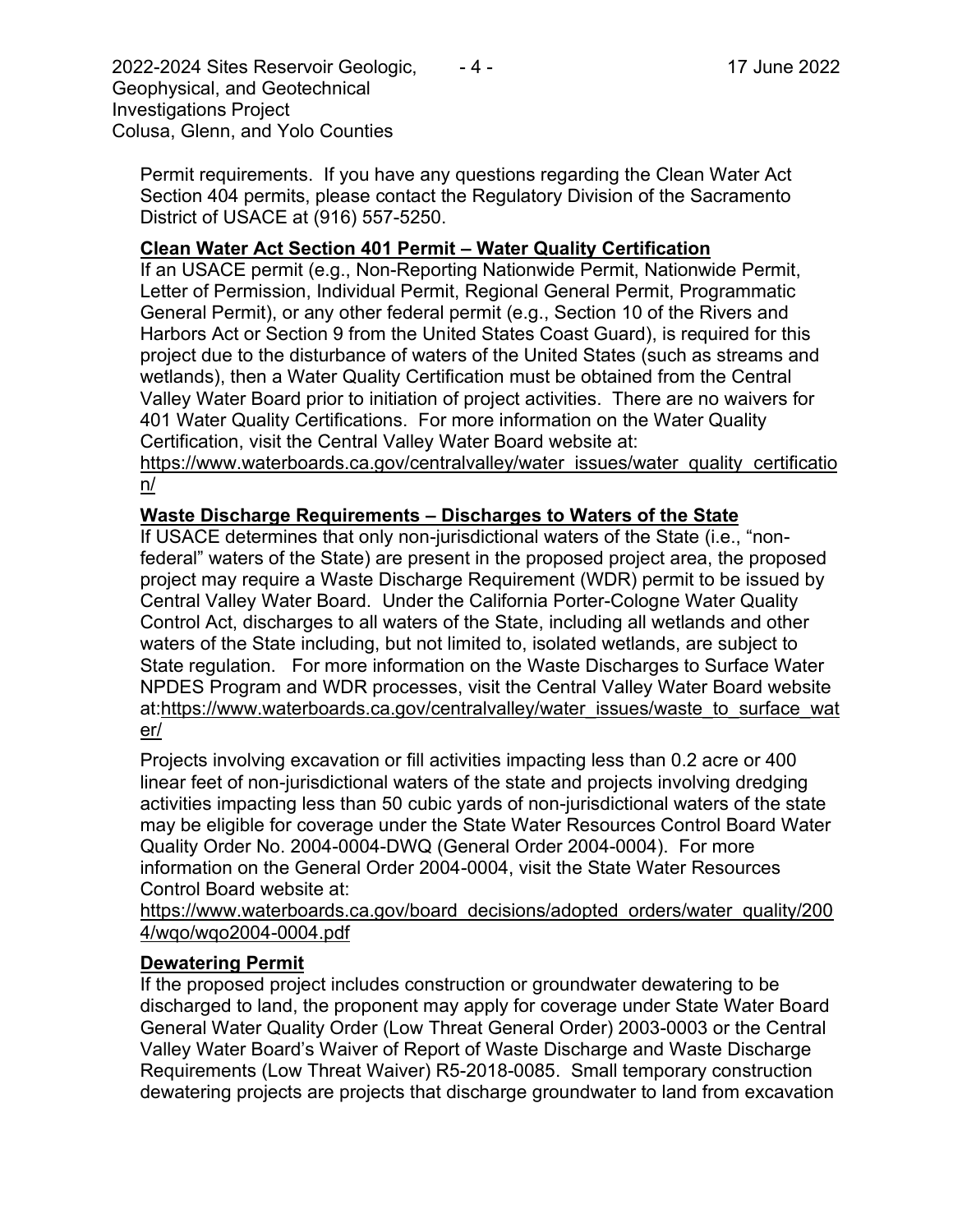Permit requirements. If you have any questions regarding the Clean Water Act Section 404 permits, please contact the Regulatory Division of the Sacramento District of USACE at (916) 557-5250.

**Clean Water Act Section 401 Permit – Water Quality Certification**

If an USACE permit (e.g., Non-Reporting Nationwide Permit, Nationwide Permit, Letter of Permission, Individual Permit, Regional General Permit, Programmatic General Permit), or any other federal permit (e.g., Section 10 of the Rivers and Harbors Act or Section 9 from the United States Coast Guard), is required for this project due to the disturbance of waters of the United States (such as streams and wetlands), then a Water Quality Certification must be obtained from the Central Valley Water Board prior to initiation of project activities. There are no waivers for 401 Water Quality Certifications. For more information on the Water Quality Certification, visit the Central Valley Water Board website at: https://www.waterboards.ca.gov/centralvalley/water_issues/water_quality_certification/

**Waste Discharge Requirements – Discharges to Waters of the State**

If USACE determines that only non-jurisdictional waters of the State (i.e., "non-federal" waters of the State) are present in the proposed project area, the proposed project may require a Waste Discharge Requirement (WDR) permit to be issued by Central Valley Water Board. Under the California Porter-Cologne Water Quality Control Act, discharges to all waters of the State, including all wetlands and other waters of the State including, but not limited to, isolated wetlands, are subject to State regulation. For more information on the Waste Discharges to Surface Water NPDES Program and WDR processes, visit the Central Valley Water Board website at:https://www.waterboards.ca.gov/centralvalley/water_issues/waste_to_surface_water/

Projects involving excavation or fill activities impacting less than 0.2 acre or 400 linear feet of non-jurisdictional waters of the state and projects involving dredging activities impacting less than 50 cubic yards of non-jurisdictional waters of the state may be eligible for coverage under the State Water Resources Control Board Water Quality Order No. 2004-0004-DWQ (General Order 2004-0004). For more information on the General Order 2004-0004, visit the State Water Resources Control Board website at: https://www.waterboards.ca.gov/board_decisions/adopted_orders/water_quality/2004/wqo/wqo2004-0004.pdf

**Dewatering Permit**

If the proposed project includes construction or groundwater dewatering to be discharged to land, the proponent may apply for coverage under State Water Board General Water Quality Order (Low Threat General Order) 2003-0003 or the Central Valley Water Board's Waiver of Report of Waste Discharge and Waste Discharge Requirements (Low Threat Waiver) R5-2018-0085. Small temporary construction dewatering projects are projects that discharge groundwater to land from excavation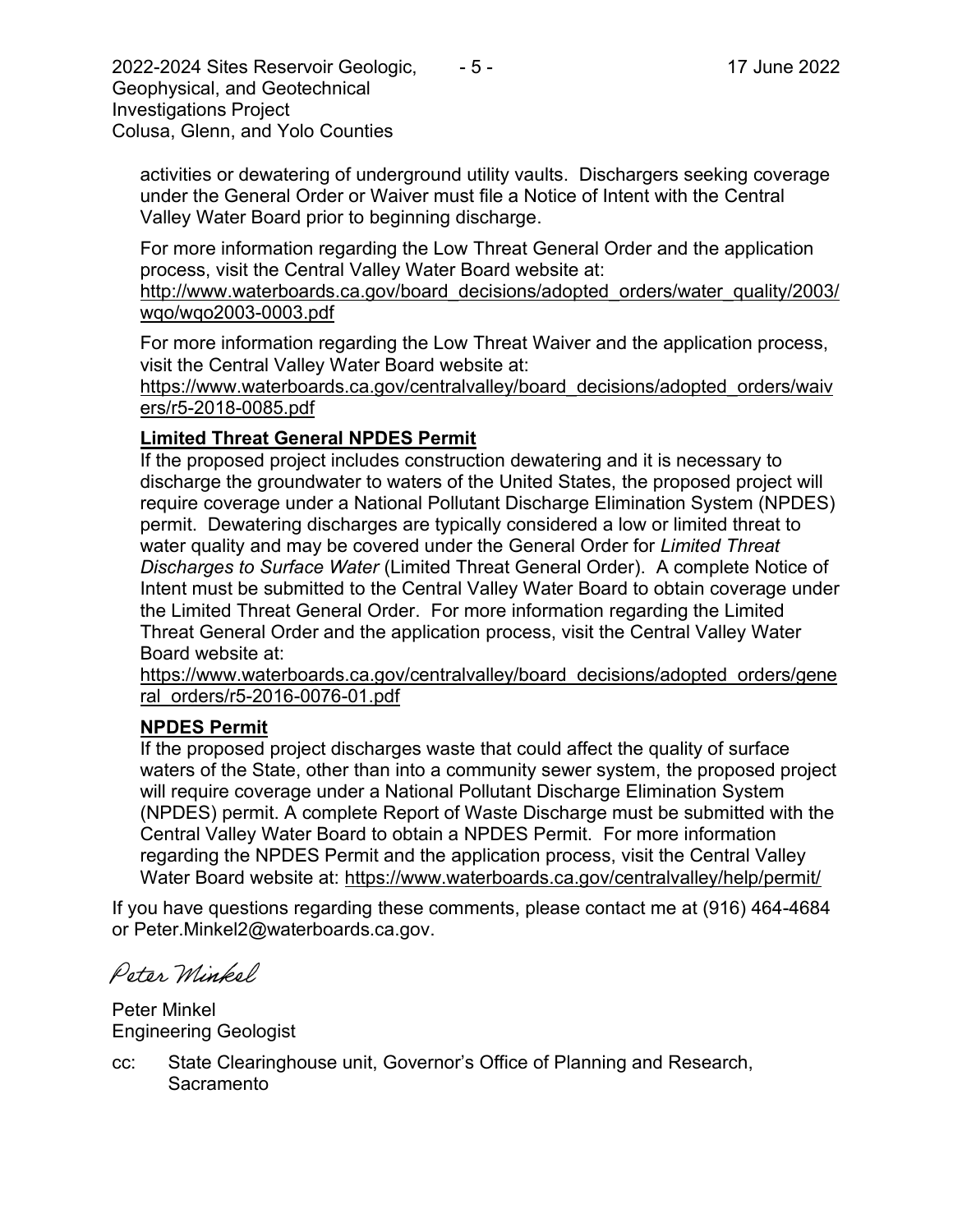activities or dewatering of underground utility vaults. Dischargers seeking coverage under the General Order or Waiver must file a Notice of Intent with the Central Valley Water Board prior to beginning discharge.

For more information regarding the Low Threat General Order and the application process, visit the Central Valley Water Board website at: http://www.waterboards.ca.gov/board_decisions/adopted_orders/water_quality/2003/wqo/wqo2003-0003.pdf

For more information regarding the Low Threat Waiver and the application process, visit the Central Valley Water Board website at: https://www.waterboards.ca.gov/centralvalley/board_decisions/adopted_orders/waivers/r5-2018-0085.pdf

**Limited Threat General NPDES Permit**

If the proposed project includes construction dewatering and it is necessary to discharge the groundwater to waters of the United States, the proposed project will require coverage under a National Pollutant Discharge Elimination System (NPDES) permit. Dewatering discharges are typically considered a low or limited threat to water quality and may be covered under the General Order for *Limited Threat Discharges to Surface Water* (Limited Threat General Order). A complete Notice of Intent must be submitted to the Central Valley Water Board to obtain coverage under the Limited Threat General Order. For more information regarding the Limited Threat General Order and the application process, visit the Central Valley Water Board website at: https://www.waterboards.ca.gov/centralvalley/board_decisions/adopted_orders/general_orders/r5-2016-0076-01.pdf

**NPDES Permit**

If the proposed project discharges waste that could affect the quality of surface waters of the State, other than into a community sewer system, the proposed project will require coverage under a National Pollutant Discharge Elimination System (NPDES) permit. A complete Report of Waste Discharge must be submitted with the Central Valley Water Board to obtain a NPDES Permit. For more information regarding the NPDES Permit and the application process, visit the Central Valley Water Board website at: https://www.waterboards.ca.gov/centralvalley/help/permit/

If you have questions regarding these comments, please contact me at (916) 464-4684 or Peter.Minkel2@waterboards.ca.gov.

*Peter Minkel*

Peter Minkel
Engineering Geologist

cc: State Clearinghouse unit, Governor's Office of Planning and Research, Sacramento